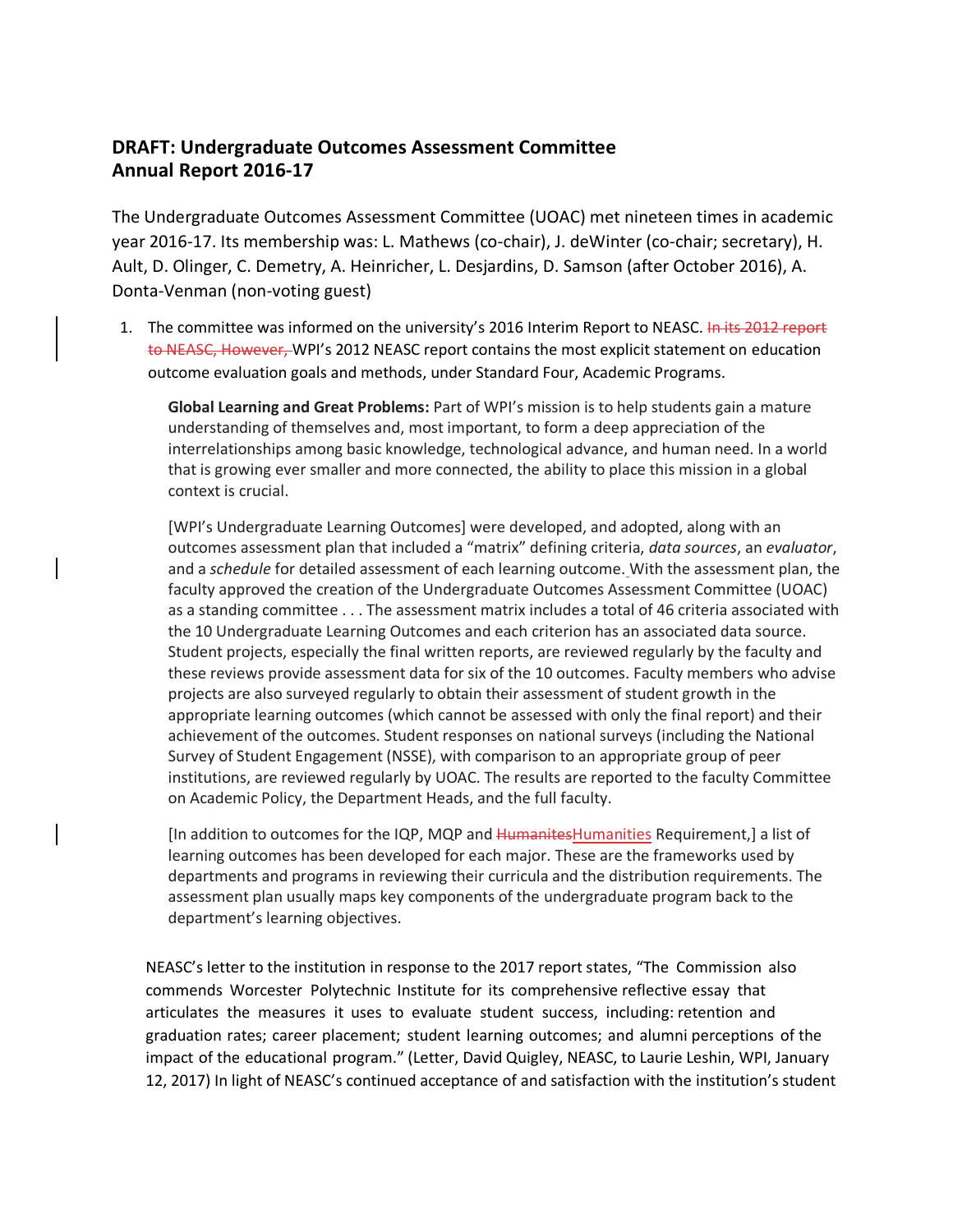# DRAFT: Undergraduate Outcomes Assessment Committee Annual Report 2016-17

The Undergraduate Outcomes Assessment Committee (UOAC) met nineteen times in academic year 2016-17. Its membership was: L. Mathews (co-chair), J. deWinter (co-chair; secretary), H. Ault, D. Olinger, C. Demetry, A. Heinricher, L. Desjardins, D. Samson (after October 2016), A. Donta-Venman (non-voting guest)

1. The committee was informed on the university's 2016 Interim Report to NEASC. ~~In its 2012 report to NEASC, However,~~ WPI's 2012 NEASC report contains the most explicit statement on education outcome evaluation goals and methods, under Standard Four, Academic Programs.

   **Global Learning and Great Problems:** Part of WPI's mission is to help students gain a mature understanding of themselves and, most important, to form a deep appreciation of the interrelationships among basic knowledge, technological advance, and human need. In a world that is growing ever smaller and more connected, the ability to place this mission in a global context is crucial.

   [WPI's Undergraduate Learning Outcomes] were developed, and adopted, along with an outcomes assessment plan that included a "matrix" defining criteria, *data sources*, an *evaluator*, and a *schedule* for detailed assessment of each learning outcome. With the assessment plan, the faculty approved the creation of the Undergraduate Outcomes Assessment Committee (UOAC) as a standing committee . . . The assessment matrix includes a total of 46 criteria associated with the 10 Undergraduate Learning Outcomes and each criterion has an associated data source. Student projects, especially the final written reports, are reviewed regularly by the faculty and these reviews provide assessment data for six of the 10 outcomes. Faculty members who advise projects are also surveyed regularly to obtain their assessment of student growth in the appropriate learning outcomes (which cannot be assessed with only the final report) and their achievement of the outcomes. Student responses on national surveys (including the National Survey of Student Engagement (NSSE), with comparison to an appropriate group of peer institutions, are reviewed regularly by UOAC. The results are reported to the faculty Committee on Academic Policy, the Department Heads, and the full faculty.

   [In addition to outcomes for the IQP, MQP and ~~Humanites~~Humanities Requirement,] a list of learning outcomes has been developed for each major. These are the frameworks used by departments and programs in reviewing their curricula and the distribution requirements. The assessment plan usually maps key components of the undergraduate program back to the department's learning objectives.

   NEASC's letter to the institution in response to the 2017 report states, "The Commission also commends Worcester Polytechnic Institute for its comprehensive reflective essay that articulates the measures it uses to evaluate student success, including: retention and graduation rates; career placement; student learning outcomes; and alumni perceptions of the impact of the educational program." (Letter, David Quigley, NEASC, to Laurie Leshin, WPI, January 12, 2017) In light of NEASC's continued acceptance of and satisfaction with the institution's student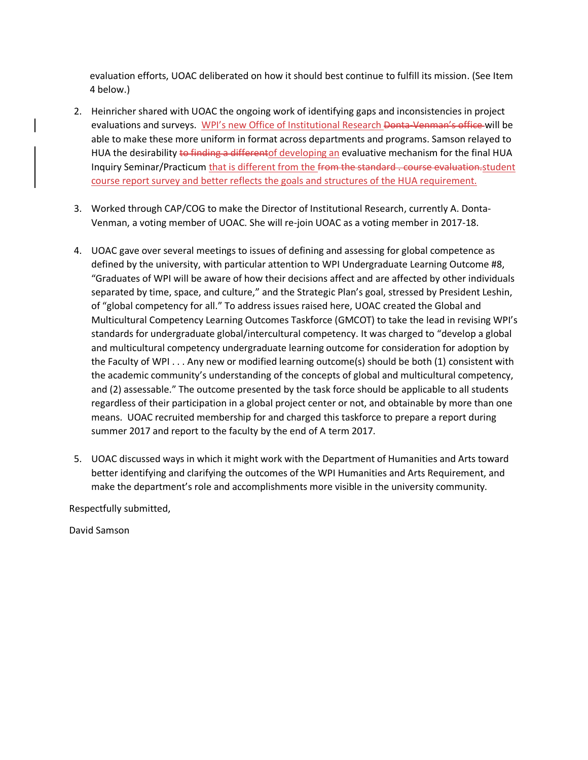evaluation efforts, UOAC deliberated on how it should best continue to fulfill its mission. (See Item 4 below.)

2. Heinricher shared with UOAC the ongoing work of identifying gaps and inconsistencies in project evaluations and surveys. WPI's new Office of Institutional Research ~~Donta-Venman's office~~ will be able to make these more uniform in format across departments and programs. Samson relayed to HUA the desirability ~~to finding a different~~of developing an evaluative mechanism for the final HUA Inquiry Seminar/Practicum that is different from the ~~from the standard . course evaluation.~~student course report survey and better reflects the goals and structures of the HUA requirement.

3. Worked through CAP/COG to make the Director of Institutional Research, currently A. Donta-Venman, a voting member of UOAC. She will re-join UOAC as a voting member in 2017-18.

4. UOAC gave over several meetings to issues of defining and assessing for global competence as defined by the university, with particular attention to WPI Undergraduate Learning Outcome #8, "Graduates of WPI will be aware of how their decisions affect and are affected by other individuals separated by time, space, and culture," and the Strategic Plan's goal, stressed by President Leshin, of "global competency for all." To address issues raised here, UOAC created the Global and Multicultural Competency Learning Outcomes Taskforce (GMCOT) to take the lead in revising WPI's standards for undergraduate global/intercultural competency. It was charged to "develop a global and multicultural competency undergraduate learning outcome for consideration for adoption by the Faculty of WPI . . . Any new or modified learning outcome(s) should be both (1) consistent with the academic community's understanding of the concepts of global and multicultural competency, and (2) assessable." The outcome presented by the task force should be applicable to all students regardless of their participation in a global project center or not, and obtainable by more than one means. UOAC recruited membership for and charged this taskforce to prepare a report during summer 2017 and report to the faculty by the end of A term 2017.

5. UOAC discussed ways in which it might work with the Department of Humanities and Arts toward better identifying and clarifying the outcomes of the WPI Humanities and Arts Requirement, and make the department's role and accomplishments more visible in the university community.

Respectfully submitted,

David Samson